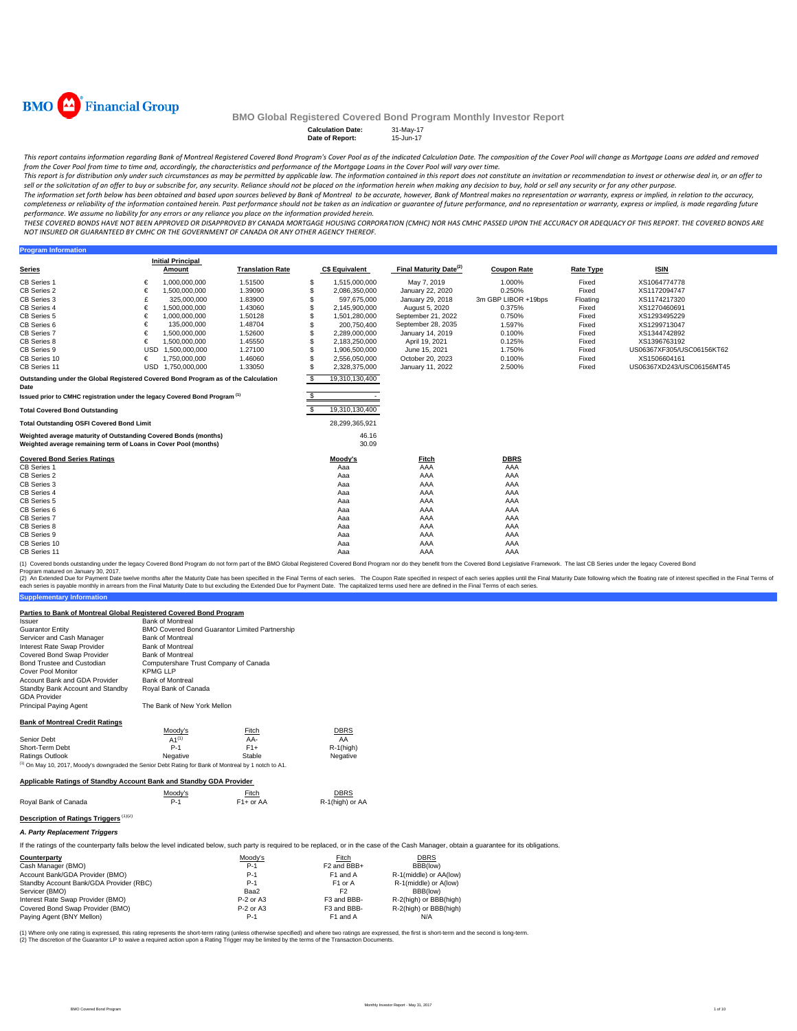**BMO Financial Group**

# BMO Global Registered Covered Bond Program Monthly Investor Report

**Calculation Date:** 31-May-17
**Date of Report:** 15-Jun-17

*This report contains information regarding Bank of Montreal Registered Covered Bond Program's Cover Pool as of the indicated Calculation Date. The composition of the Cover Pool will change as Mortgage Loans are added and removed from the Cover Pool from time to time and, accordingly, the characteristics and performance of the Mortgage Loans in the Cover Pool will vary over time.*

*This report is for distribution only under such circumstances as may be permitted by applicable law. The information contained in this report does not constitute an invitation or recommendation to invest or otherwise deal in, or an offer to sell or the solicitation of an offer to buy or subscribe for, any security. Reliance should not be placed on the information herein when making any decision to buy, hold or sell any security or for any other purpose.*

*The information set forth below has been obtained and based upon sources believed by Bank of Montreal to be accurate, however, Bank of Montreal makes no representation or warranty, express or implied, in relation to the accuracy, completeness or reliability of the information contained herein. Past performance should not be taken as an indication or guarantee of future performance, and no representation or warranty, express or implied, is made regarding future performance. We assume no liability for any errors or any reliance you place on the information provided herein.*

*THESE COVERED BONDS HAVE NOT BEEN APPROVED OR DISAPPROVED BY CANADA MORTGAGE HOUSING CORPORATION (CMHC) NOR HAS CMHC PASSED UPON THE ACCURACY OR ADEQUACY OF THIS REPORT. THE COVERED BONDS ARE NOT INSURED OR GUARANTEED BY CMHC OR THE GOVERNMENT OF CANADA OR ANY OTHER AGENCY THEREOF.*

## Program Information

| Series | | Initial Principal Amount | Translation Rate | | C$ Equivalent | Final Maturity Date[(2)] | Coupon Rate | Rate Type | ISIN |
|---|---|---|---|---|---|---|---|---|---|
| CB Series 1 | € | 1,000,000,000 | 1.51500 | $ | 1,515,000,000 | May 7, 2019 | 1.000% | Fixed | XS1064774778 |
| CB Series 2 | € | 1,500,000,000 | 1.39090 | $ | 2,086,350,000 | January 22, 2020 | 0.250% | Fixed | XS1172094747 |
| CB Series 3 | £ | 325,000,000 | 1.83900 | $ | 597,675,000 | January 29, 2018 | 3m GBP LIBOR +19bps | Floating | XS1174217320 |
| CB Series 4 | € | 1,500,000,000 | 1.43060 | $ | 2,145,900,000 | August 5, 2020 | 0.375% | Fixed | XS1270460691 |
| CB Series 5 | € | 1,000,000,000 | 1.50128 | $ | 1,501,280,000 | September 21, 2022 | 0.750% | Fixed | XS1293495229 |
| CB Series 6 | € | 135,000,000 | 1.48704 | $ | 200,750,400 | September 28, 2035 | 1.597% | Fixed | XS1299713047 |
| CB Series 7 | € | 1,500,000,000 | 1.52600 | $ | 2,289,000,000 | January 14, 2019 | 0.100% | Fixed | XS1344742892 |
| CB Series 8 | € | 1,500,000,000 | 1.45550 | $ | 2,183,250,000 | April 19, 2021 | 0.125% | Fixed | XS1396763192 |
| CB Series 9 | USD | 1,500,000,000 | 1.27100 | $ | 1,906,500,000 | June 15, 2021 | 1.750% | Fixed | US06367XF305/USC06156KT62 |
| CB Series 10 | € | 1,750,000,000 | 1.46060 | $ | 2,556,050,000 | October 20, 2023 | 0.100% | Fixed | XS1506604161 |
| CB Series 11 | USD | 1,750,000,000 | 1.33050 | $ | 2,328,375,000 | January 11, 2022 | 2.500% | Fixed | US06367XD243/USC06156MT45 |

| | | |
|---|---|---|
| Outstanding under the Global Registered Covered Bond Program as of the Calculation Date | $ | 19,310,130,400 |
| Issued prior to CMHC registration under the legacy Covered Bond Program[(1)] | $ | - |
| **Total Covered Bond Outstanding** | $ | 19,310,130,400 |
| **Total Outstanding OSFI Covered Bond Limit** | | 28,299,365,921 |
| Weighted average maturity of Outstanding Covered Bonds (months) | | 46.16 |
| Weighted average remaining term of Loans in Cover Pool (months) | | 30.09 |

| Covered Bond Series Ratings | Moody's | Fitch | DBRS |
|---|---|---|---|
| CB Series 1 | Aaa | AAA | AAA |
| CB Series 2 | Aaa | AAA | AAA |
| CB Series 3 | Aaa | AAA | AAA |
| CB Series 4 | Aaa | AAA | AAA |
| CB Series 5 | Aaa | AAA | AAA |
| CB Series 6 | Aaa | AAA | AAA |
| CB Series 7 | Aaa | AAA | AAA |
| CB Series 8 | Aaa | AAA | AAA |
| CB Series 9 | Aaa | AAA | AAA |
| CB Series 10 | Aaa | AAA | AAA |
| CB Series 11 | Aaa | AAA | AAA |

(1) Covered bonds outstanding under the legacy Covered Bond Program do not form part of the BMO Global Registered Covered Bond Program nor do they benefit from the Covered Bond Legislative Framework. The last CB Series under the legacy Covered Bond Program matured on January 30, 2017.

(2) An Extended Due for Payment Date twelve months after the Maturity Date has been specified in the Final Terms of each series. The Coupon Rate specified in respect of each series applies until the Final Maturity Date following which the floating rate of interest specified in the Final Terms of each series is payable monthly in arrears from the Final Maturity Date to but excluding the Extended Due for Payment Date. The capitalized terms used here are defined in the Final Terms of each series.

## Supplementary Information

### Parties to Bank of Montreal Global Registered Covered Bond Program

| | |
|---|---|
| Issuer | Bank of Montreal |
| Guarantor Entity | BMO Covered Bond Guarantor Limited Partnership |
| Servicer and Cash Manager | Bank of Montreal |
| Interest Rate Swap Provider | Bank of Montreal |
| Covered Bond Swap Provider | Bank of Montreal |
| Bond Trustee and Custodian | Computershare Trust Company of Canada |
| Cover Pool Monitor | KPMG LLP |
| Account Bank and GDA Provider | Bank of Montreal |
| Standby Bank Account and Standby GDA Provider | Royal Bank of Canada |
| Principal Paying Agent | The Bank of New York Mellon |

### Bank of Montreal Credit Ratings

| | Moody's | Fitch | DBRS |
|---|---|---|---|
| Senior Debt | A1[(1)] | AA- | AA |
| Short-Term Debt | P-1 | F1+ | R-1(high) |
| Ratings Outlook | Negative | Stable | Negative |

[(1)] On May 10, 2017, Moody's downgraded the Senior Debt Rating for Bank of Montreal by 1 notch to A1.

### Applicable Ratings of Standby Account Bank and Standby GDA Provider

| | Moody's | Fitch | DBRS |
|---|---|---|---|
| Royal Bank of Canada | P-1 | F1+ or AA | R-1(high) or AA |

### Description of Ratings Triggers[(1)(2)]

*A. Party Replacement Triggers*

If the ratings of the counterparty falls below the level indicated below, such party is required to be replaced, or in the case of the Cash Manager, obtain a guarantee for its obligations.

| Counterparty | Moody's | Fitch | DBRS |
|---|---|---|---|
| Cash Manager (BMO) | P-1 | F2 and BBB+ | BBB(low) |
| Account Bank/GDA Provider (BMO) | P-1 | F1 and A | R-1(middle) or AA(low) |
| Standby Account Bank/GDA Provider (RBC) | P-1 | F1 or A | R-1(middle) or A(low) |
| Servicer (BMO) | Baa2 | F2 | BBB(low) |
| Interest Rate Swap Provider (BMO) | P-2 or A3 | F3 and BBB- | R-2(high) or BBB(high) |
| Covered Bond Swap Provider (BMO) | P-2 or A3 | F3 and BBB- | R-2(high) or BBB(high) |
| Paying Agent (BNY Mellon) | P-1 | F1 and A | N/A |

(1) Where only one rating is expressed, this rating represents the short-term rating (unless otherwise specified) and where two ratings are expressed, the first is short-term and the second is long-term.
(2) The discretion of the Guarantor LP to waive a required action upon a Rating Trigger may be limited by the terms of the Transaction Documents.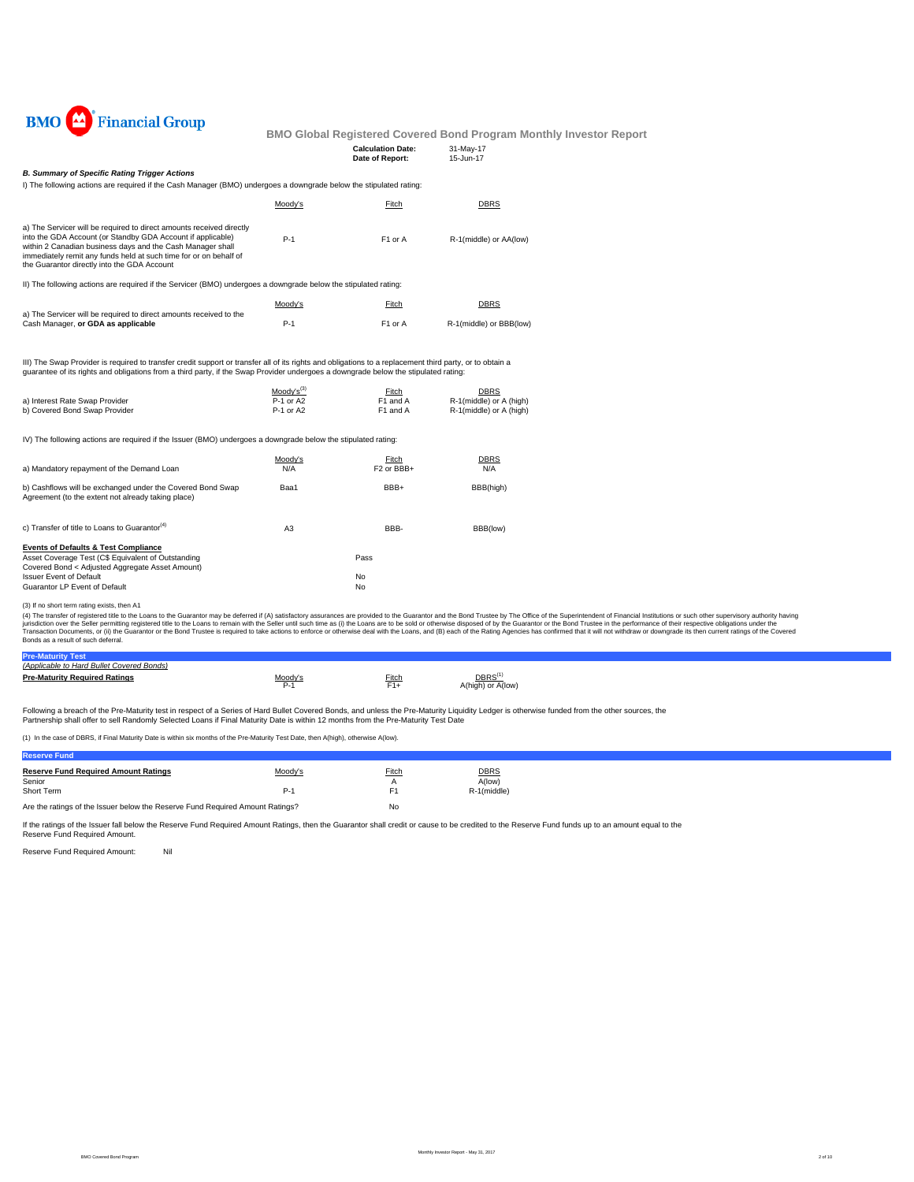BMO Financial Group

## BMO Global Registered Covered Bond Program Monthly Investor Report

**Calculation Date:** 31-May-17
**Date of Report:** 15-Jun-17

### *B. Summary of Specific Rating Trigger Actions*

I) The following actions are required if the Cash Manager (BMO) undergoes a downgrade below the stipulated rating:

| | Moody's | Fitch | DBRS |
|---|---|---|---|
| a) The Servicer will be required to direct amounts received directly into the GDA Account (or Standby GDA Account if applicable) within 2 Canadian business days and the Cash Manager shall immediately remit any funds held at such time for or on behalf of the Guarantor directly into the GDA Account | P-1 | F1 or A | R-1(middle) or AA(low) |

II) The following actions are required if the Servicer (BMO) undergoes a downgrade below the stipulated rating:

| | Moody's | Fitch | DBRS |
|---|---|---|---|
| a) The Servicer will be required to direct amounts received to the Cash Manager, **or GDA as applicable** | P-1 | F1 or A | R-1(middle) or BBB(low) |

III) The Swap Provider is required to transfer credit support or transfer all of its rights and obligations to a replacement third party, or to obtain a guarantee of its rights and obligations from a third party, if the Swap Provider undergoes a downgrade below the stipulated rating:

| | Moody's[3] | Fitch | DBRS |
|---|---|---|---|
| a) Interest Rate Swap Provider | P-1 or A2 | F1 and A | R-1(middle) or A (high) |
| b) Covered Bond Swap Provider | P-1 or A2 | F1 and A | R-1(middle) or A (high) |

IV) The following actions are required if the Issuer (BMO) undergoes a downgrade below the stipulated rating:

| | Moody's | Fitch | DBRS |
|---|---|---|---|
| a) Mandatory repayment of the Demand Loan | N/A | F2 or BBB+ | N/A |
| b) Cashflows will be exchanged under the Covered Bond Swap Agreement (to the extent not already taking place) | Baa1 | BBB+ | BBB(high) |
| c) Transfer of title to Loans to Guarantor[4] | A3 | BBB- | BBB(low) |

**Events of Defaults & Test Compliance**

| | |
|---|---|
| Asset Coverage Test (C$ Equivalent of Outstanding Covered Bond < Adjusted Aggregate Asset Amount) | Pass |
| Issuer Event of Default | No |
| Guarantor LP Event of Default | No |

(3) If no short term rating exists, then A1

(4) The transfer of registered title to the Loans to the Guarantor may be deferred if (A) satisfactory assurances are provided to the Guarantor and the Bond Trustee by The Office of the Superintendent of Financial Institutions or such other supervisory authority having jurisdiction over the Seller permitting registered title to the Loans to remain with the Seller until such time as (i) the Loans are to be sold or otherwise disposed of by the Guarantor or the Bond Trustee in the performance of their respective obligations under the Transaction Documents, or (ii) the Guarantor or the Bond Trustee is required to take actions to enforce or otherwise deal with the Loans, and (B) each of the Rating Agencies has confirmed that it will not withdraw or downgrade its then current ratings of the Covered Bonds as a result of such deferral.

### Pre-Maturity Test

*(Applicable to Hard Bullet Covered Bonds)*

| | Moody's | Fitch | DBRS[1] |
|---|---|---|---|
| **Pre-Maturity Required Ratings** | P-1 | F1+ | A(high) or A(low) |

Following a breach of the Pre-Maturity test in respect of a Series of Hard Bullet Covered Bonds, and unless the Pre-Maturity Liquidity Ledger is otherwise funded from the other sources, the Partnership shall offer to sell Randomly Selected Loans if Final Maturity Date is within 12 months from the Pre-Maturity Test Date

(1) In the case of DBRS, if Final Maturity Date is within six months of the Pre-Maturity Test Date, then A(high), otherwise A(low).

### Reserve Fund

| **Reserve Fund Required Amount Ratings** | Moody's | Fitch | DBRS |
|---|---|---|---|
| Senior | | A | A(low) |
| Short Term | P-1 | F1 | R-1(middle) |

| | |
|---|---|
| Are the ratings of the Issuer below the Reserve Fund Required Amount Ratings? | No |

If the ratings of the Issuer fall below the Reserve Fund Required Amount Ratings, then the Guarantor shall credit or cause to be credited to the Reserve Fund funds up to an amount equal to the Reserve Fund Required Amount.

Reserve Fund Required Amount: Nil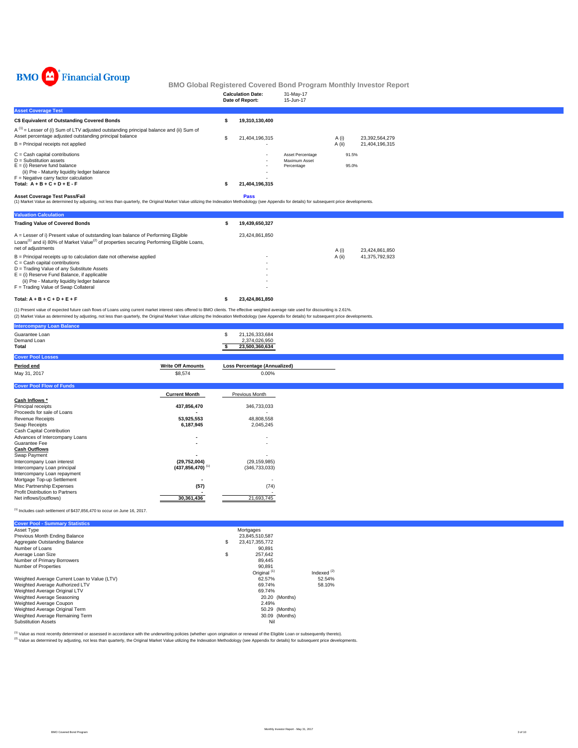BMO Financial Group

# BMO Global Registered Covered Bond Program Monthly Investor Report

| | |
|---|---|
| **Calculation Date:** | 31-May-17 |
| **Date of Report:** | 15-Jun-17 |

## Asset Coverage Test

| | | | | |
|---|---|---|---|---|
| **C$ Equivalent of Outstanding Covered Bonds** | **$ 19,310,130,400** | | | |
| A [1] = Lesser of (i) Sum of LTV adjusted outstanding principal balance and (ii) Sum of Asset percentage adjusted outstanding principal balance | $ 21,404,196,315 | | A (i) | 23,392,564,279 |
| B = Principal receipts not applied | - | | A (ii) | 21,404,196,315 |
| C = Cash capital contributions | - | Asset Percentage | 91.5% | |
| D = Substitution assets | - | Maximum Asset Percentage | 95.0% | |
| E = (i) Reserve fund balance | - | | | |
| (ii) Pre - Maturity liquidity ledger balance | - | | | |
| F = Negative carry factor calculation | - | | | |
| **Total: A + B + C + D + E - F** | **$ 21,404,196,315** | | | |

**Asset Coverage Test Pass/Fail** **Pass**

(1) Market Value as determined by adjusting, not less than quarterly, the Original Market Value utilizing the Indexation Methodology (see Appendix for details) for subsequent price developments.

## Valuation Calculation

| | | | |
|---|---|---|---|
| **Trading Value of Covered Bonds** | **$ 19,439,650,327** | | |
| A = Lesser of i) Present value of outstanding loan balance of Performing Eligible Loans[1] and ii) 80% of Market Value[2] of properties securing Performing Eligible Loans, net of adjustments | 23,424,861,850 | A (i) | 23,424,861,850 |
| B = Principal receipts up to calculation date not otherwise applied | - | A (ii) | 41,375,792,923 |
| C = Cash capital contributions | - | | |
| D = Trading Value of any Substitute Assets | - | | |
| E = (i) Reserve Fund Balance, if applicable | - | | |
| (ii) Pre - Maturity liquidity ledger balance | - | | |
| F = Trading Value of Swap Collateral | - | | |
| **Total: A + B + C + D + E + F** | **$ 23,424,861,850** | | |

(1) Present value of expected future cash flows of Loans using current market interest rates offered to BMO clients. The effective weighted average rate used for discounting is 2.61%.
(2) Market Value as determined by adjusting, not less than quarterly, the Original Market Value utilizing the Indexation Methodology (see Appendix for details) for subsequent price developments.

## Intercompany Loan Balance

| | |
|---|---|
| Guarantee Loan | $ 21,126,333,684 |
| Demand Loan | 2,374,026,950 |
| **Total** | **$ 23,500,360,634** |

## Cover Pool Losses

| Period end | Write Off Amounts | Loss Percentage (Annualized) |
|---|---|---|
| May 31, 2017 | $8,574 | 0.00% |

## Cover Pool Flow of Funds

| | Current Month | Previous Month |
|---|---|---|
| **Cash Inflows \*** | | |
| Principal receipts | **437,856,470** | 346,733,033 |
| Proceeds for sale of Loans | **-** | - |
| Revenue Receipts | **53,925,553** | 48,808,558 |
| Swap Receipts | **6,187,945** | 2,045,245 |
| Cash Capital Contribution | | |
| Advances of Intercompany Loans | **-** | - |
| Guarantee Fee | **-** | - |
| **Cash Outflows** | | |
| Swap Payment | **-** | - |
| Intercompany Loan interest | **(29,752,004)** | (29,159,985) |
| Intercompany Loan principal | **(437,856,470)** [1] | (346,733,033) |
| Intercompany Loan repayment | | |
| Mortgage Top-up Settlement | **-** | - |
| Misc Partnership Expenses | **(57)** | (74) |
| Profit Distribution to Partners | **-** | - |
| Net inflows/(outflows) | **30,361,436** | 21,693,745 |

[1] Includes cash settlement of $437,856,470 to occur on June 16, 2017.

## Cover Pool - Summary Statistics

| | | |
|---|---|---|
| Asset Type | Mortgages | |
| Previous Month Ending Balance | $ 23,845,510,587 | |
| Aggregate Outstanding Balance | $ 23,417,355,772 | |
| Number of Loans | 90,891 | |
| Average Loan Size | $ 257,642 | |
| Number of Primary Borrowers | 89,445 | |
| Number of Properties | 90,891 | |
| | Original [1] | Indexed [2] |
| Weighted Average Current Loan to Value (LTV) | 62.57% | 52.54% |
| Weighted Average Authorized LTV | 69.74% | 58.10% |
| Weighted Average Original LTV | 69.74% | |
| Weighted Average Seasoning | 20.20 (Months) | |
| Weighted Average Coupon | 2.49% | |
| Weighted Average Original Term | 50.29 (Months) | |
| Weighted Average Remaining Term | 30.09 (Months) | |
| Substitution Assets | Nil | |

[1] Value as most recently determined or assessed in accordance with the underwriting policies (whether upon origination or renewal of the Eligible Loan or subsequently thereto).
[2] Value as determined by adjusting, not less than quarterly, the Original Market Value utilizing the Indexation Methodology (see Appendix for details) for subsequent price developments.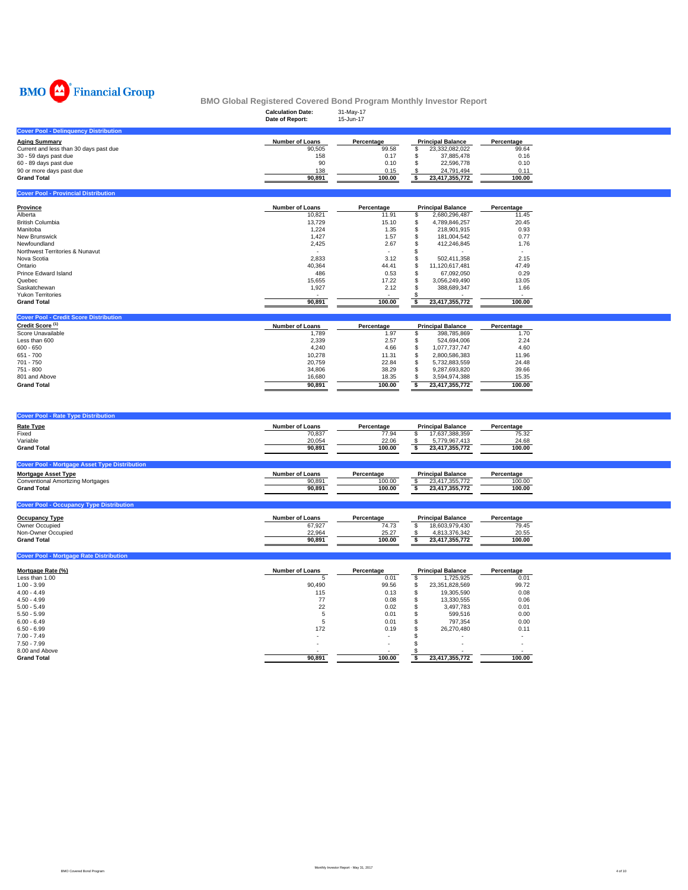BMO Financial Group

# BMO Global Registered Covered Bond Program Monthly Investor Report

**Calculation Date:** 31-May-17
**Date of Report:** 15-Jun-17

## Cover Pool - Delinquency Distribution

| Aging Summary | Number of Loans | Percentage | Principal Balance | Percentage |
|---|---|---|---|---|
| Current and less than 30 days past due | 90,505 | 99.58 | $ 23,332,082,022 | 99.64 |
| 30 - 59 days past due | 158 | 0.17 | $ 37,885,478 | 0.16 |
| 60 - 89 days past due | 90 | 0.10 | $ 22,596,778 | 0.10 |
| 90 or more days past due | 138 | 0.15 | $ 24,791,494 | 0.11 |
| **Grand Total** | **90,891** | **100.00** | **$ 23,417,355,772** | **100.00** |

## Cover Pool - Provincial Distribution

| Province | Number of Loans | Percentage | Principal Balance | Percentage |
|---|---|---|---|---|
| Alberta | 10,821 | 11.91 | $ 2,680,296,487 | 11.45 |
| British Columbia | 13,729 | 15.10 | $ 4,789,846,257 | 20.45 |
| Manitoba | 1,224 | 1.35 | $ 218,901,915 | 0.93 |
| New Brunswick | 1,427 | 1.57 | $ 181,004,542 | 0.77 |
| Newfoundland | 2,425 | 2.67 | $ 412,246,845 | 1.76 |
| Northwest Territories & Nunavut | - | - | $ - | - |
| Nova Scotia | 2,833 | 3.12 | $ 502,411,358 | 2.15 |
| Ontario | 40,364 | 44.41 | $ 11,120,617,481 | 47.49 |
| Prince Edward Island | 486 | 0.53 | $ 67,092,050 | 0.29 |
| Quebec | 15,655 | 17.22 | $ 3,056,249,490 | 13.05 |
| Saskatchewan | 1,927 | 2.12 | $ 388,689,347 | 1.66 |
| Yukon Territories | - | - | $ - | - |
| **Grand Total** | **90,891** | **100.00** | **$ 23,417,355,772** | **100.00** |

## Cover Pool - Credit Score Distribution

| Credit Score [1] | Number of Loans | Percentage | Principal Balance | Percentage |
|---|---|---|---|---|
| Score Unavailable | 1,789 | 1.97 | $ 398,785,869 | 1.70 |
| Less than 600 | 2,339 | 2.57 | $ 524,694,006 | 2.24 |
| 600 - 650 | 4,240 | 4.66 | $ 1,077,737,747 | 4.60 |
| 651 - 700 | 10,278 | 11.31 | $ 2,800,586,383 | 11.96 |
| 701 - 750 | 20,759 | 22.84 | $ 5,732,883,559 | 24.48 |
| 751 - 800 | 34,806 | 38.29 | $ 9,287,693,820 | 39.66 |
| 801 and Above | 16,680 | 18.35 | $ 3,594,974,388 | 15.35 |
| **Grand Total** | **90,891** | **100.00** | **$ 23,417,355,772** | **100.00** |

## Cover Pool - Rate Type Distribution

| Rate Type | Number of Loans | Percentage | Principal Balance | Percentage |
|---|---|---|---|---|
| Fixed | 70,837 | 77.94 | $ 17,637,388,359 | 75.32 |
| Variable | 20,054 | 22.06 | $ 5,779,967,413 | 24.68 |
| **Grand Total** | **90,891** | **100.00** | **$ 23,417,355,772** | **100.00** |

## Cover Pool - Mortgage Asset Type Distribution

| Mortgage Asset Type | Number of Loans | Percentage | Principal Balance | Percentage |
|---|---|---|---|---|
| Conventional Amortizing Mortgages | 90,891 | 100.00 | $ 23,417,355,772 | 100.00 |
| **Grand Total** | **90,891** | **100.00** | **$ 23,417,355,772** | **100.00** |

## Cover Pool - Occupancy Type Distribution

| Occupancy Type | Number of Loans | Percentage | Principal Balance | Percentage |
|---|---|---|---|---|
| Owner Occupied | 67,927 | 74.73 | $ 18,603,979,430 | 79.45 |
| Non-Owner Occupied | 22,964 | 25.27 | $ 4,813,376,342 | 20.55 |
| **Grand Total** | **90,891** | **100.00** | **$ 23,417,355,772** | **100.00** |

## Cover Pool - Mortgage Rate Distribution

| Mortgage Rate (%) | Number of Loans | Percentage | Principal Balance | Percentage |
|---|---|---|---|---|
| Less than 1.00 | 5 | 0.01 | $ 1,725,925 | 0.01 |
| 1.00 - 3.99 | 90,490 | 99.56 | $ 23,351,828,569 | 99.72 |
| 4.00 - 4.49 | 115 | 0.13 | $ 19,305,590 | 0.08 |
| 4.50 - 4.99 | 77 | 0.08 | $ 13,330,555 | 0.06 |
| 5.00 - 5.49 | 22 | 0.02 | $ 3,497,783 | 0.01 |
| 5.50 - 5.99 | 5 | 0.01 | $ 599,516 | 0.00 |
| 6.00 - 6.49 | 5 | 0.01 | $ 797,354 | 0.00 |
| 6.50 - 6.99 | 172 | 0.19 | $ 26,270,480 | 0.11 |
| 7.00 - 7.49 | - | - | $ - | - |
| 7.50 - 7.99 | - | - | $ - | - |
| 8.00 and Above | - | - | $ - | - |
| **Grand Total** | **90,891** | **100.00** | **$ 23,417,355,772** | **100.00** |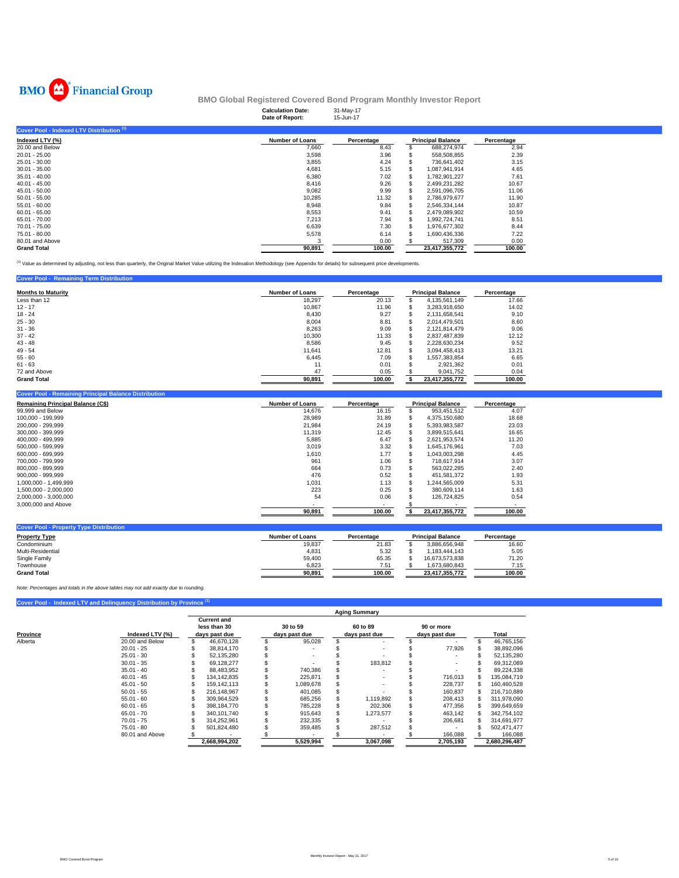# BMO Global Registered Covered Bond Program Monthly Investor Report

**Calculation Date:** 31-May-17
**Date of Report:** 15-Jun-17

## Cover Pool - Indexed LTV Distribution [1]

| Indexed LTV (%) | Number of Loans | Percentage | Principal Balance | Percentage |
|---|---|---|---|---|
| 20.00 and Below | 7,660 | 8.43 | $ 688,274,974 | 2.94 |
| 20.01 - 25.00 | 3,598 | 3.96 | $ 558,508,855 | 2.39 |
| 25.01 - 30.00 | 3,855 | 4.24 | $ 736,641,402 | 3.15 |
| 30.01 - 35.00 | 4,681 | 5.15 | $ 1,087,941,914 | 4.65 |
| 35.01 - 40.00 | 6,380 | 7.02 | $ 1,782,901,227 | 7.61 |
| 40.01 - 45.00 | 8,416 | 9.26 | $ 2,499,231,282 | 10.67 |
| 45.01 - 50.00 | 9,082 | 9.99 | $ 2,591,096,705 | 11.06 |
| 50.01 - 55.00 | 10,285 | 11.32 | $ 2,786,979,677 | 11.90 |
| 55.01 - 60.00 | 8,948 | 9.84 | $ 2,546,334,144 | 10.87 |
| 60.01 - 65.00 | 8,553 | 9.41 | $ 2,479,089,902 | 10.59 |
| 65.01 - 70.00 | 7,213 | 7.94 | $ 1,992,724,741 | 8.51 |
| 70.01 - 75.00 | 6,639 | 7.30 | $ 1,976,677,302 | 8.44 |
| 75.01 - 80.00 | 5,578 | 6.14 | $ 1,690,436,336 | 7.22 |
| 80.01 and Above | 3 | 0.00 | $ 517,309 | 0.00 |
| **Grand Total** | **90,891** | **100.00** | **23,417,355,772** | **100.00** |

[1] Value as determined by adjusting, not less than quarterly, the Original Market Value utilizing the Indexation Methodology (see Appendix for details) for subsequent price developments.

## Cover Pool - Remaining Term Distribution

| Months to Maturity | Number of Loans | Percentage | Principal Balance | Percentage |
|---|---|---|---|---|
| Less than 12 | 18,297 | 20.13 | $ 4,135,561,149 | 17.66 |
| 12 - 17 | 10,867 | 11.96 | $ 3,283,918,650 | 14.02 |
| 18 - 24 | 8,430 | 9.27 | $ 2,131,658,541 | 9.10 |
| 25 - 30 | 8,004 | 8.81 | $ 2,014,479,501 | 8.60 |
| 31 - 36 | 8,263 | 9.09 | $ 2,121,814,479 | 9.06 |
| 37 - 42 | 10,300 | 11.33 | $ 2,837,487,839 | 12.12 |
| 43 - 48 | 8,586 | 9.45 | $ 2,228,630,234 | 9.52 |
| 49 - 54 | 11,641 | 12.81 | $ 3,094,458,413 | 13.21 |
| 55 - 60 | 6,445 | 7.09 | $ 1,557,383,854 | 6.65 |
| 61 - 63 | 11 | 0.01 | $ 2,921,362 | 0.01 |
| 72 and Above | 47 | 0.05 | $ 9,041,752 | 0.04 |
| **Grand Total** | **90,891** | **100.00** | **$ 23,417,355,772** | **100.00** |

## Cover Pool - Remaining Principal Balance Distribution

| Remaining Principal Balance (C$) | Number of Loans | Percentage | Principal Balance | Percentage |
|---|---|---|---|---|
| 99,999 and Below | 14,676 | 16.15 | $ 953,451,512 | 4.07 |
| 100,000 - 199,999 | 28,989 | 31.89 | $ 4,375,150,680 | 18.68 |
| 200,000 - 299,999 | 21,984 | 24.19 | $ 5,393,983,587 | 23.03 |
| 300,000 - 399,999 | 11,319 | 12.45 | $ 3,899,515,641 | 16.65 |
| 400,000 - 499,999 | 5,885 | 6.47 | $ 2,621,953,574 | 11.20 |
| 500,000 - 599,999 | 3,019 | 3.32 | $ 1,645,176,961 | 7.03 |
| 600,000 - 699,999 | 1,610 | 1.77 | $ 1,043,003,298 | 4.45 |
| 700,000 - 799,999 | 961 | 1.06 | $ 718,617,914 | 3.07 |
| 800,000 - 899,999 | 664 | 0.73 | $ 563,022,285 | 2.40 |
| 900,000 - 999,999 | 476 | 0.52 | $ 451,581,372 | 1.93 |
| 1,000,000 - 1,499,999 | 1,031 | 1.13 | $ 1,244,565,009 | 5.31 |
| 1,500,000 - 2,000,000 | 223 | 0.25 | $ 380,609,114 | 1.63 |
| 2,000,000 - 3,000,000 | 54 | 0.06 | $ 126,724,825 | 0.54 |
| 3,000,000 and Above | - | - | $ - | - |
| | **90,891** | **100.00** | **$ 23,417,355,772** | **100.00** |

## Cover Pool - Property Type Distribution

| Property Type | Number of Loans | Percentage | Principal Balance | Percentage |
|---|---|---|---|---|
| Condominium | 19,837 | 21.83 | $ 3,886,656,948 | 16.60 |
| Multi-Residential | 4,831 | 5.32 | $ 1,183,444,143 | 5.05 |
| Single Family | 59,400 | 65.35 | $ 16,673,573,838 | 71.20 |
| Townhouse | 6,823 | 7.51 | $ 1,673,680,843 | 7.15 |
| **Grand Total** | **90,891** | **100.00** | **23,417,355,772** | **100.00** |

*Note: Percentages and totals in the above tables may not add exactly due to rounding.*

## Cover Pool - Indexed LTV and Delinquency Distribution by Province [1]

| | | Aging Summary | | | | |
|---|---|---|---|---|---|---|
| Province | Indexed LTV (%) | Current and less than 30 days past due | 30 to 59 days past due | 60 to 89 days past due | 90 or more days past due | Total |
| Alberta | 20.00 and Below | $ 46,670,128 | $ 95,028 | $ - | $ - | $ 46,765,156 |
| | 20.01 - 25 | $ 38,814,170 | $ - | $ - | $ 77,926 | $ 38,892,096 |
| | 25.01 - 30 | $ 52,135,280 | $ - | $ - | $ - | $ 52,135,280 |
| | 30.01 - 35 | $ 69,128,277 | $ - | $ 183,812 | $ - | $ 69,312,089 |
| | 35.01 - 40 | $ 88,483,952 | $ 740,386 | $ - | $ - | $ 89,224,338 |
| | 40.01 - 45 | $ 134,142,835 | $ 225,871 | $ - | $ 716,013 | $ 135,084,719 |
| | 45.01 - 50 | $ 159,142,113 | $ 1,089,678 | $ - | $ 228,737 | $ 160,460,528 |
| | 50.01 - 55 | $ 216,148,967 | $ 401,085 | $ - | $ 160,837 | $ 216,710,889 |
| | 55.01 - 60 | $ 309,964,529 | $ 685,256 | $ 1,119,892 | $ 208,413 | $ 311,978,090 |
| | 60.01 - 65 | $ 398,184,770 | $ 785,228 | $ 202,306 | $ 477,356 | $ 399,649,659 |
| | 65.01 - 70 | $ 340,101,740 | $ 915,643 | $ 1,273,577 | $ 463,142 | $ 342,754,102 |
| | 70.01 - 75 | $ 314,252,961 | $ 232,335 | $ - | $ 206,681 | $ 314,691,977 |
| | 75.01 - 80 | $ 501,824,480 | $ 359,485 | $ 287,512 | $ - | $ 502,471,477 |
| | 80.01 and Above | $ - | $ - | $ - | $ 166,088 | $ 166,088 |
| | | **2,668,994,202** | **5,529,994** | **3,067,098** | **2,705,193** | **2,680,296,487** |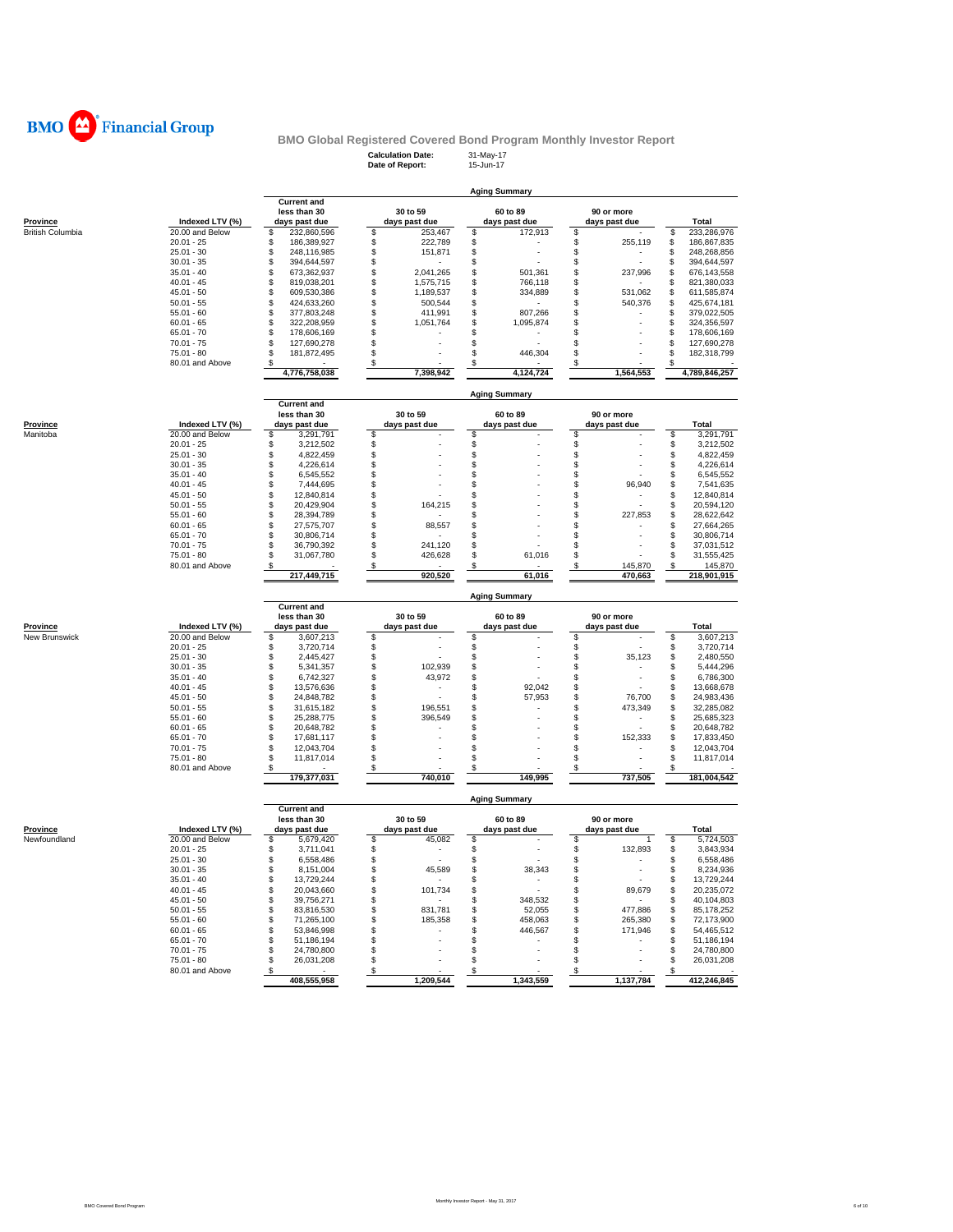BMO Financial Group

## BMO Global Registered Covered Bond Program Monthly Investor Report

**Calculation Date:** 31-May-17
**Date of Report:** 15-Jun-17

### Aging Summary

| Province | Indexed LTV (%) | Current and less than 30 days past due | 30 to 59 days past due | 60 to 89 days past due | 90 or more days past due | Total |
|---|---|---|---|---|---|---|
| British Columbia | 20.00 and Below | $ 232,860,596 | $ 253,467 | $ 172,913 | $ - | $ 233,286,976 |
| | 20.01 - 25 | $ 186,389,927 | $ 222,789 | $ - | $ 255,119 | $ 186,867,835 |
| | 25.01 - 30 | $ 248,116,985 | $ 151,871 | $ - | $ - | $ 248,268,856 |
| | 30.01 - 35 | $ 394,644,597 | $ - | $ - | $ - | $ 394,644,597 |
| | 35.01 - 40 | $ 673,362,937 | $ 2,041,265 | $ 501,361 | $ 237,996 | $ 676,143,558 |
| | 40.01 - 45 | $ 819,038,201 | $ 1,575,715 | $ 766,118 | $ - | $ 821,380,033 |
| | 45.01 - 50 | $ 609,530,386 | $ 1,189,537 | $ 334,889 | $ 531,062 | $ 611,585,874 |
| | 50.01 - 55 | $ 424,633,260 | $ 500,544 | $ - | $ 540,376 | $ 425,674,181 |
| | 55.01 - 60 | $ 377,803,248 | $ 411,991 | $ 807,266 | $ - | $ 379,022,505 |
| | 60.01 - 65 | $ 322,208,959 | $ 1,051,764 | $ 1,095,874 | $ - | $ 324,356,597 |
| | 65.01 - 70 | $ 178,606,169 | $ - | $ - | $ - | $ 178,606,169 |
| | 70.01 - 75 | $ 127,690,278 | $ - | $ - | $ - | $ 127,690,278 |
| | 75.01 - 80 | $ 181,872,495 | $ - | $ 446,304 | $ - | $ 182,318,799 |
| | 80.01 and Above | $ - | $ - | $ - | $ - | $ - |
| | | 4,776,758,038 | 7,398,942 | 4,124,724 | 1,564,553 | 4,789,846,257 |

### Aging Summary

| Province | Indexed LTV (%) | Current and less than 30 days past due | 30 to 59 days past due | 60 to 89 days past due | 90 or more days past due | Total |
|---|---|---|---|---|---|---|
| Manitoba | 20.00 and Below | $ 3,291,791 | $ - | $ - | $ - | $ 3,291,791 |
| | 20.01 - 25 | $ 3,212,502 | $ - | $ - | $ - | $ 3,212,502 |
| | 25.01 - 30 | $ 4,822,459 | $ - | $ - | $ - | $ 4,822,459 |
| | 30.01 - 35 | $ 4,226,614 | $ - | $ - | $ - | $ 4,226,614 |
| | 35.01 - 40 | $ 6,545,552 | $ - | $ - | $ - | $ 6,545,552 |
| | 40.01 - 45 | $ 7,444,695 | $ - | $ - | $ 96,940 | $ 7,541,635 |
| | 45.01 - 50 | $ 12,840,814 | $ - | $ - | $ - | $ 12,840,814 |
| | 50.01 - 55 | $ 20,429,904 | $ 164,215 | $ - | $ - | $ 20,594,120 |
| | 55.01 - 60 | $ 28,394,789 | $ - | $ - | $ 227,853 | $ 28,622,642 |
| | 60.01 - 65 | $ 27,575,707 | $ 88,557 | $ - | $ - | $ 27,664,265 |
| | 65.01 - 70 | $ 30,806,714 | $ - | $ - | $ - | $ 30,806,714 |
| | 70.01 - 75 | $ 36,790,392 | $ 241,120 | $ - | $ - | $ 37,031,512 |
| | 75.01 - 80 | $ 31,067,780 | $ 426,628 | $ 61,016 | $ - | $ 31,555,425 |
| | 80.01 and Above | $ - | $ - | $ - | $ 145,870 | $ 145,870 |
| | | 217,449,715 | 920,520 | 61,016 | 470,663 | 218,901,915 |

### Aging Summary

| Province | Indexed LTV (%) | Current and less than 30 days past due | 30 to 59 days past due | 60 to 89 days past due | 90 or more days past due | Total |
|---|---|---|---|---|---|---|
| New Brunswick | 20.00 and Below | $ 3,607,213 | $ - | $ - | $ - | $ 3,607,213 |
| | 20.01 - 25 | $ 3,720,714 | $ - | $ - | $ - | $ 3,720,714 |
| | 25.01 - 30 | $ 2,445,427 | $ - | $ - | $ 35,123 | $ 2,480,550 |
| | 30.01 - 35 | $ 5,341,357 | $ 102,939 | $ - | $ - | $ 5,444,296 |
| | 35.01 - 40 | $ 6,742,327 | $ 43,972 | $ - | $ - | $ 6,786,300 |
| | 40.01 - 45 | $ 13,576,636 | $ - | $ 92,042 | $ - | $ 13,668,678 |
| | 45.01 - 50 | $ 24,848,782 | $ - | $ 57,953 | $ 76,700 | $ 24,983,436 |
| | 50.01 - 55 | $ 31,615,182 | $ 196,551 | $ - | $ 473,349 | $ 32,285,082 |
| | 55.01 - 60 | $ 25,288,775 | $ 396,549 | $ - | $ - | $ 25,685,323 |
| | 60.01 - 65 | $ 20,648,782 | $ - | $ - | $ - | $ 20,648,782 |
| | 65.01 - 70 | $ 17,681,117 | $ - | $ - | $ 152,333 | $ 17,833,450 |
| | 70.01 - 75 | $ 12,043,704 | $ - | $ - | $ - | $ 12,043,704 |
| | 75.01 - 80 | $ 11,817,014 | $ - | $ - | $ - | $ 11,817,014 |
| | 80.01 and Above | $ - | $ - | $ - | $ - | $ - |
| | | 179,377,031 | 740,010 | 149,995 | 737,505 | 181,004,542 |

### Aging Summary

| Province | Indexed LTV (%) | Current and less than 30 days past due | 30 to 59 days past due | 60 to 89 days past due | 90 or more days past due | Total |
|---|---|---|---|---|---|---|
| Newfoundland | 20.00 and Below | $ 5,679,420 | $ 45,082 | $ - | $ 1 | $ 5,724,503 |
| | 20.01 - 25 | $ 3,711,041 | $ - | $ - | $ 132,893 | $ 3,843,934 |
| | 25.01 - 30 | $ 6,558,486 | $ - | $ - | $ - | $ 6,558,486 |
| | 30.01 - 35 | $ 8,151,004 | $ 45,589 | $ 38,343 | $ - | $ 8,234,936 |
| | 35.01 - 40 | $ 13,729,244 | $ - | $ - | $ - | $ 13,729,244 |
| | 40.01 - 45 | $ 20,043,660 | $ 101,734 | $ - | $ 89,679 | $ 20,235,072 |
| | 45.01 - 50 | $ 39,756,271 | $ - | $ 348,532 | $ - | $ 40,104,803 |
| | 50.01 - 55 | $ 83,816,530 | $ 831,781 | $ 52,055 | $ 477,886 | $ 85,178,252 |
| | 55.01 - 60 | $ 71,265,100 | $ 185,358 | $ 458,063 | $ 265,380 | $ 72,173,900 |
| | 60.01 - 65 | $ 53,846,998 | $ - | $ 446,567 | $ 171,946 | $ 54,465,512 |
| | 65.01 - 70 | $ 51,186,194 | $ - | $ - | $ - | $ 51,186,194 |
| | 70.01 - 75 | $ 24,780,800 | $ - | $ - | $ - | $ 24,780,800 |
| | 75.01 - 80 | $ 26,031,208 | $ - | $ - | $ - | $ 26,031,208 |
| | 80.01 and Above | $ - | $ - | $ - | $ - | $ - |
| | | 408,555,958 | 1,209,544 | 1,343,559 | 1,137,784 | 412,246,845 |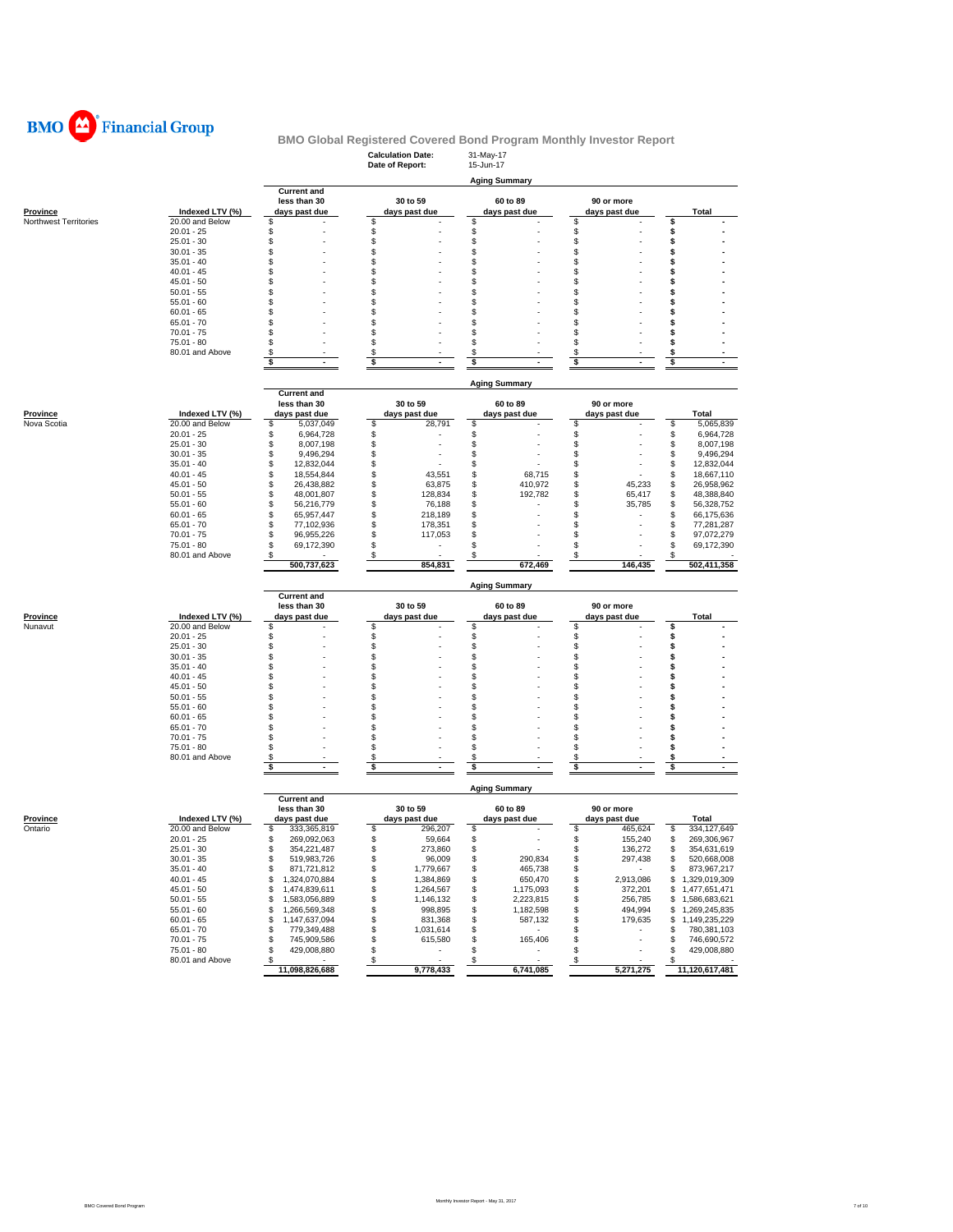# BMO Financial Group

## BMO Global Registered Covered Bond Program Monthly Investor Report

**Calculation Date:** 31-May-17
**Date of Report:** 15-Jun-17

### Aging Summary

| Province | Indexed LTV (%) | Current and less than 30 days past due | 30 to 59 days past due | 60 to 89 days past due | 90 or more days past due | Total |
|---|---|---|---|---|---|---|
| Northwest Territories | 20.00 and Below | $ - | $ - | $ - | $ - | $ - |
| | 20.01 - 25 | $ - | $ - | $ - | $ - | $ - |
| | 25.01 - 30 | $ - | $ - | $ - | $ - | $ - |
| | 30.01 - 35 | $ - | $ - | $ - | $ - | $ - |
| | 35.01 - 40 | $ - | $ - | $ - | $ - | $ - |
| | 40.01 - 45 | $ - | $ - | $ - | $ - | $ - |
| | 45.01 - 50 | $ - | $ - | $ - | $ - | $ - |
| | 50.01 - 55 | $ - | $ - | $ - | $ - | $ - |
| | 55.01 - 60 | $ - | $ - | $ - | $ - | $ - |
| | 60.01 - 65 | $ - | $ - | $ - | $ - | $ - |
| | 65.01 - 70 | $ - | $ - | $ - | $ - | $ - |
| | 70.01 - 75 | $ - | $ - | $ - | $ - | $ - |
| | 75.01 - 80 | $ - | $ - | $ - | $ - | $ - |
| | 80.01 and Above | $ - | $ - | $ - | $ - | $ - |
| | | $ - | $ - | $ - | $ - | $ - |

### Aging Summary

| Province | Indexed LTV (%) | Current and less than 30 days past due | 30 to 59 days past due | 60 to 89 days past due | 90 or more days past due | Total |
|---|---|---|---|---|---|---|
| Nova Scotia | 20.00 and Below | $ 5,037,049 | $ 28,791 | $ - | $ - | $ 5,065,839 |
| | 20.01 - 25 | $ 6,964,728 | $ - | $ - | $ - | $ 6,964,728 |
| | 25.01 - 30 | $ 8,007,198 | $ - | $ - | $ - | $ 8,007,198 |
| | 30.01 - 35 | $ 9,496,294 | $ - | $ - | $ - | $ 9,496,294 |
| | 35.01 - 40 | $ 12,832,044 | $ - | $ - | $ - | $ 12,832,044 |
| | 40.01 - 45 | $ 18,554,844 | $ 43,551 | $ 68,715 | $ - | $ 18,667,110 |
| | 45.01 - 50 | $ 26,438,882 | $ 63,875 | $ 410,972 | $ 45,233 | $ 26,958,962 |
| | 50.01 - 55 | $ 48,001,807 | $ 128,834 | $ 192,782 | $ 65,417 | $ 48,388,840 |
| | 55.01 - 60 | $ 56,216,779 | $ 76,188 | $ - | $ 35,785 | $ 56,328,752 |
| | 60.01 - 65 | $ 65,957,447 | $ 218,189 | $ - | $ - | $ 66,175,636 |
| | 65.01 - 70 | $ 77,102,936 | $ 178,351 | $ - | $ - | $ 77,281,287 |
| | 70.01 - 75 | $ 96,955,226 | $ 117,053 | $ - | $ - | $ 97,072,279 |
| | 75.01 - 80 | $ 69,172,390 | $ - | $ - | $ - | $ 69,172,390 |
| | 80.01 and Above | $ - | $ - | $ - | $ - | $ - |
| | | 500,737,623 | 854,831 | 672,469 | 146,435 | 502,411,358 |

### Aging Summary

| Province | Indexed LTV (%) | Current and less than 30 days past due | 30 to 59 days past due | 60 to 89 days past due | 90 or more days past due | Total |
|---|---|---|---|---|---|---|
| Nunavut | 20.00 and Below | $ - | $ - | $ - | $ - | $ - |
| | 20.01 - 25 | $ - | $ - | $ - | $ - | $ - |
| | 25.01 - 30 | $ - | $ - | $ - | $ - | $ - |
| | 30.01 - 35 | $ - | $ - | $ - | $ - | $ - |
| | 35.01 - 40 | $ - | $ - | $ - | $ - | $ - |
| | 40.01 - 45 | $ - | $ - | $ - | $ - | $ - |
| | 45.01 - 50 | $ - | $ - | $ - | $ - | $ - |
| | 50.01 - 55 | $ - | $ - | $ - | $ - | $ - |
| | 55.01 - 60 | $ - | $ - | $ - | $ - | $ - |
| | 60.01 - 65 | $ - | $ - | $ - | $ - | $ - |
| | 65.01 - 70 | $ - | $ - | $ - | $ - | $ - |
| | 70.01 - 75 | $ - | $ - | $ - | $ - | $ - |
| | 75.01 - 80 | $ - | $ - | $ - | $ - | $ - |
| | 80.01 and Above | $ - | $ - | $ - | $ - | $ - |
| | | $ - | $ - | $ - | $ - | $ - |

### Aging Summary

| Province | Indexed LTV (%) | Current and less than 30 days past due | 30 to 59 days past due | 60 to 89 days past due | 90 or more days past due | Total |
|---|---|---|---|---|---|---|
| Ontario | 20.00 and Below | $ 333,365,819 | $ 296,207 | $ - | $ 465,624 | $ 334,127,649 |
| | 20.01 - 25 | $ 269,092,063 | $ 59,664 | $ - | $ 155,240 | $ 269,306,967 |
| | 25.01 - 30 | $ 354,221,487 | $ 273,860 | $ - | $ 136,272 | $ 354,631,619 |
| | 30.01 - 35 | $ 519,983,726 | $ 96,009 | $ 290,834 | $ 297,438 | $ 520,668,008 |
| | 35.01 - 40 | $ 871,721,812 | $ 1,779,667 | $ 465,738 | $ - | $ 873,967,217 |
| | 40.01 - 45 | $ 1,324,070,884 | $ 1,384,869 | $ 650,470 | $ 2,913,086 | $ 1,329,019,309 |
| | 45.01 - 50 | $ 1,474,839,611 | $ 1,264,567 | $ 1,175,093 | $ 372,201 | $ 1,477,651,471 |
| | 50.01 - 55 | $ 1,583,056,889 | $ 1,146,132 | $ 2,223,815 | $ 256,785 | $ 1,586,683,621 |
| | 55.01 - 60 | $ 1,266,569,348 | $ 998,895 | $ 1,182,598 | $ 494,994 | $ 1,269,245,835 |
| | 60.01 - 65 | $ 1,147,637,094 | $ 831,368 | $ 587,132 | $ 179,635 | $ 1,149,235,229 |
| | 65.01 - 70 | $ 779,349,488 | $ 1,031,614 | $ - | $ - | $ 780,381,103 |
| | 70.01 - 75 | $ 745,909,586 | $ 615,580 | $ 165,406 | $ - | $ 746,690,572 |
| | 75.01 - 80 | $ 429,008,880 | $ - | $ - | $ - | $ 429,008,880 |
| | 80.01 and Above | $ - | $ - | $ - | $ - | $ - |
| | | 11,098,826,688 | 9,778,433 | 6,741,085 | 5,271,275 | 11,120,617,481 |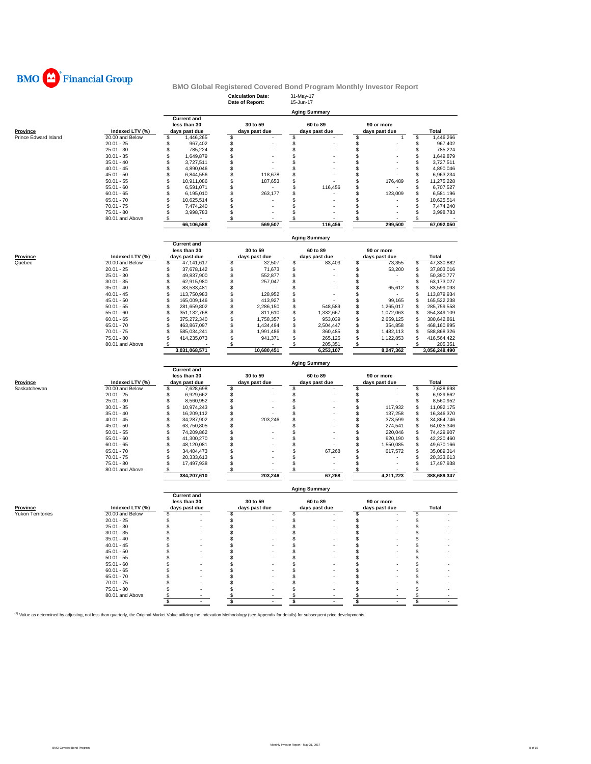# BMO Financial Group

## BMO Global Registered Covered Bond Program Monthly Investor Report

**Calculation Date:** 31-May-17
**Date of Report:** 15-Jun-17

### Aging Summary

| Province | Indexed LTV (%) | Current and less than 30 days past due | 30 to 59 days past due | 60 to 89 days past due | 90 or more days past due | Total |
|---|---|---|---|---|---|---|
| Prince Edward Island | 20.00 and Below | $ 1,446,265 | $ - | $ - | $ 1 | $ 1,446,266 |
| | 20.01 - 25 | $ 967,402 | $ - | $ - | $ - | $ 967,402 |
| | 25.01 - 30 | $ 785,224 | $ - | $ - | $ - | $ 785,224 |
| | 30.01 - 35 | $ 1,649,879 | $ - | $ - | $ - | $ 1,649,879 |
| | 35.01 - 40 | $ 3,727,511 | $ - | $ - | $ - | $ 3,727,511 |
| | 40.01 - 45 | $ 4,890,046 | $ - | $ - | $ - | $ 4,890,046 |
| | 45.01 - 50 | $ 6,844,556 | $ 118,678 | $ - | $ - | $ 6,963,234 |
| | 50.01 - 55 | $ 10,911,086 | $ 187,653 | $ - | $ 176,489 | $ 11,275,228 |
| | 55.01 - 60 | $ 6,591,071 | $ - | $ 116,456 | $ - | $ 6,707,527 |
| | 60.01 - 65 | $ 6,195,010 | $ 263,177 | $ - | $ 123,009 | $ 6,581,196 |
| | 65.01 - 70 | $ 10,625,514 | $ - | $ - | $ - | $ 10,625,514 |
| | 70.01 - 75 | $ 7,474,240 | $ - | $ - | $ - | $ 7,474,240 |
| | 75.01 - 80 | $ 3,998,783 | $ - | $ - | $ - | $ 3,998,783 |
| | 80.01 and Above | $ - | $ - | $ - | $ - | $ - |
| | | 66,106,588 | 569,507 | 116,456 | 299,500 | 67,092,050 |

### Aging Summary

| Province | Indexed LTV (%) | Current and less than 30 days past due | 30 to 59 days past due | 60 to 89 days past due | 90 or more days past due | Total |
|---|---|---|---|---|---|---|
| Quebec | 20.00 and Below | $ 47,141,617 | $ 32,507 | $ 83,403 | $ 73,355 | $ 47,330,882 |
| | 20.01 - 25 | $ 37,678,142 | $ 71,673 | $ - | $ 53,200 | $ 37,803,016 |
| | 25.01 - 30 | $ 49,837,900 | $ 552,877 | $ - | $ - | $ 50,390,777 |
| | 30.01 - 35 | $ 62,915,980 | $ 257,047 | $ - | $ - | $ 63,173,027 |
| | 35.01 - 40 | $ 83,533,481 | $ - | $ - | $ 65,612 | $ 83,599,093 |
| | 40.01 - 45 | $ 113,750,983 | $ 128,952 | $ - | $ - | $ 113,879,934 |
| | 45.01 - 50 | $ 165,009,146 | $ 413,927 | $ - | $ 99,165 | $ 165,522,238 |
| | 50.01 - 55 | $ 281,659,802 | $ 2,286,150 | $ 548,589 | $ 1,265,017 | $ 285,759,558 |
| | 55.01 - 60 | $ 351,132,768 | $ 811,610 | $ 1,332,667 | $ 1,072,063 | $ 354,349,109 |
| | 60.01 - 65 | $ 375,272,340 | $ 1,758,357 | $ 953,039 | $ 2,659,125 | $ 380,642,861 |
| | 65.01 - 70 | $ 463,867,097 | $ 1,434,494 | $ 2,504,447 | $ 354,858 | $ 468,160,895 |
| | 70.01 - 75 | $ 585,034,241 | $ 1,991,486 | $ 360,485 | $ 1,482,113 | $ 588,868,326 |
| | 75.01 - 80 | $ 414,235,073 | $ 941,371 | $ 265,125 | $ 1,122,853 | $ 416,564,422 |
| | 80.01 and Above | $ - | $ - | $ 205,351 | $ - | $ 205,351 |
| | | 3,031,068,571 | 10,680,451 | 6,253,107 | 8,247,362 | 3,056,249,490 |

### Aging Summary

| Province | Indexed LTV (%) | Current and less than 30 days past due | 30 to 59 days past due | 60 to 89 days past due | 90 or more days past due | Total |
|---|---|---|---|---|---|---|
| Saskatchewan | 20.00 and Below | $ 7,628,698 | $ - | $ - | $ - | $ 7,628,698 |
| | 20.01 - 25 | $ 6,929,662 | $ - | $ - | $ - | $ 6,929,662 |
| | 25.01 - 30 | $ 8,560,952 | $ - | $ - | $ - | $ 8,560,952 |
| | 30.01 - 35 | $ 10,974,243 | $ - | $ - | $ 117,932 | $ 11,092,175 |
| | 35.01 - 40 | $ 16,209,112 | $ - | $ - | $ 137,258 | $ 16,346,370 |
| | 40.01 - 45 | $ 34,287,902 | $ 203,246 | $ - | $ 373,599 | $ 34,864,746 |
| | 45.01 - 50 | $ 63,750,805 | $ - | $ - | $ 274,541 | $ 64,025,346 |
| | 50.01 - 55 | $ 74,209,862 | $ - | $ - | $ 220,046 | $ 74,429,907 |
| | 55.01 - 60 | $ 41,300,270 | $ - | $ - | $ 920,190 | $ 42,220,460 |
| | 60.01 - 65 | $ 48,120,081 | $ - | $ - | $ 1,550,085 | $ 49,670,166 |
| | 65.01 - 70 | $ 34,404,473 | $ - | $ 67,268 | $ 617,572 | $ 35,089,314 |
| | 70.01 - 75 | $ 20,333,613 | $ - | $ - | $ - | $ 20,333,613 |
| | 75.01 - 80 | $ 17,497,938 | $ - | $ - | $ - | $ 17,497,938 |
| | 80.01 and Above | $ - | $ - | $ - | $ - | $ - |
| | | 384,207,610 | 203,246 | 67,268 | 4,211,223 | 388,689,347 |

### Aging Summary

| Province | Indexed LTV (%) | Current and less than 30 days past due | 30 to 59 days past due | 60 to 89 days past due | 90 or more days past due | Total |
|---|---|---|---|---|---|---|
| Yukon Territories | 20.00 and Below | $ - | $ - | $ - | $ - | $ - |
| | 20.01 - 25 | $ - | $ - | $ - | $ - | $ - |
| | 25.01 - 30 | $ - | $ - | $ - | $ - | $ - |
| | 30.01 - 35 | $ - | $ - | $ - | $ - | $ - |
| | 35.01 - 40 | $ - | $ - | $ - | $ - | $ - |
| | 40.01 - 45 | $ - | $ - | $ - | $ - | $ - |
| | 45.01 - 50 | $ - | $ - | $ - | $ - | $ - |
| | 50.01 - 55 | $ - | $ - | $ - | $ - | $ - |
| | 55.01 - 60 | $ - | $ - | $ - | $ - | $ - |
| | 60.01 - 65 | $ - | $ - | $ - | $ - | $ - |
| | 65.01 - 70 | $ - | $ - | $ - | $ - | $ - |
| | 70.01 - 75 | $ - | $ - | $ - | $ - | $ - |
| | 75.01 - 80 | $ - | $ - | $ - | $ - | $ - |
| | 80.01 and Above | $ - | $ - | $ - | $ - | $ - |
| | | $ - | $ - | $ - | $ - | $ - |

[1] Value as determined by adjusting, not less than quarterly, the Original Market Value utilizing the Indexation Methodology (see Appendix for details) for subsequent price developments.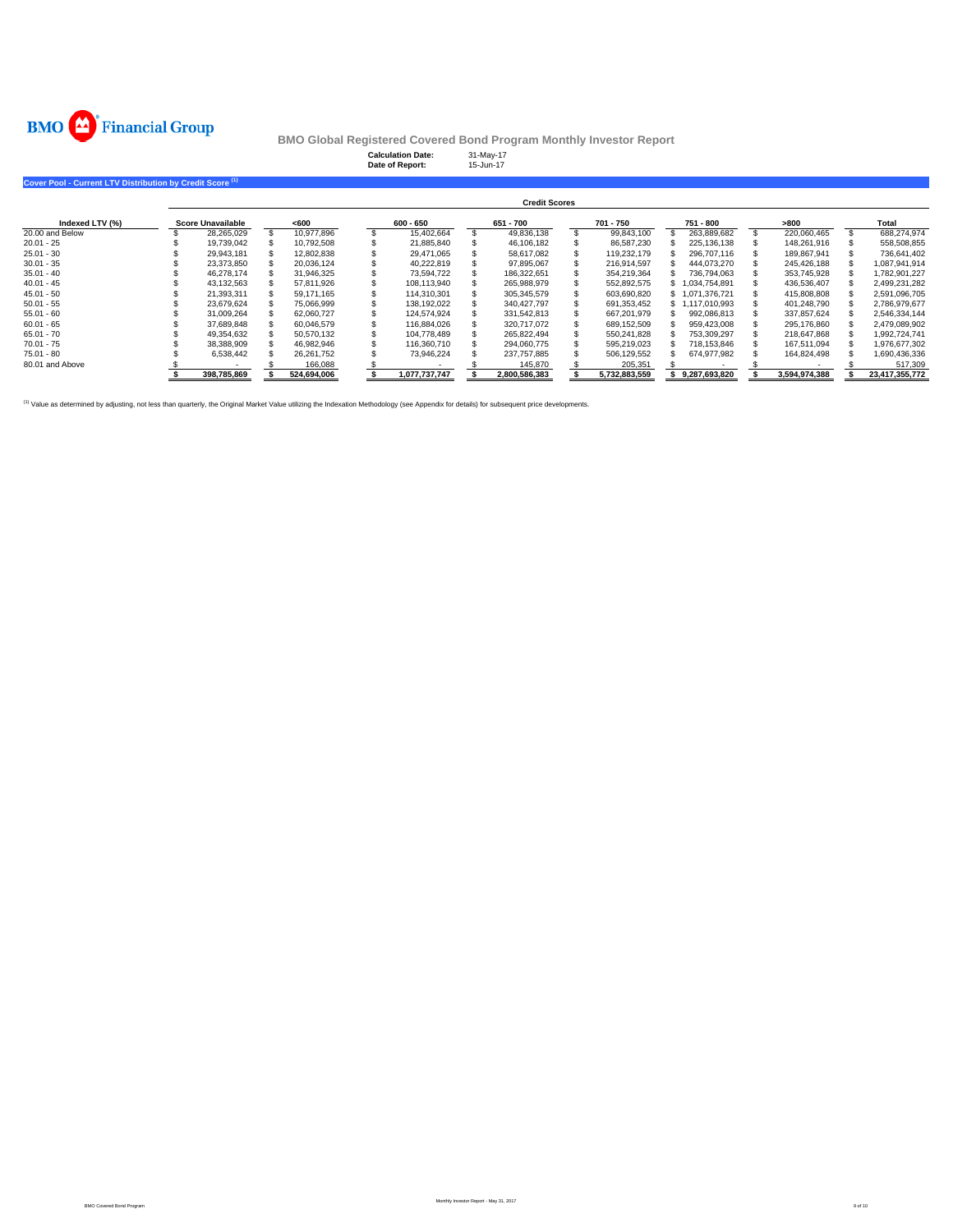# BMO Global Registered Covered Bond Program Monthly Investor Report

**Calculation Date:** 31-May-17
**Date of Report:** 15-Jun-17

## Cover Pool - Current LTV Distribution by Credit Score [1]

| | Credit Scores | | | | | | | |
|---|---|---|---|---|---|---|---|---|
| **Indexed LTV (%)** | **Score Unavailable** | **<600** | **600 - 650** | **651 - 700** | **701 - 750** | **751 - 800** | **>800** | **Total** |
| 20.00 and Below | $ 28,265,029 | $ 10,977,896 | $ 15,402,664 | $ 49,836,138 | $ 99,843,100 | $ 263,889,682 | $ 220,060,465 | $ 688,274,974 |
| 20.01 - 25 | $ 19,739,042 | $ 10,792,508 | $ 21,885,840 | $ 46,106,182 | $ 86,587,230 | $ 225,136,138 | $ 148,261,916 | $ 558,508,855 |
| 25.01 - 30 | $ 29,943,181 | $ 12,802,838 | $ 29,471,065 | $ 58,617,082 | $ 119,232,179 | $ 296,707,116 | $ 189,867,941 | $ 736,641,402 |
| 30.01 - 35 | $ 23,373,850 | $ 20,036,124 | $ 40,222,819 | $ 97,895,067 | $ 216,914,597 | $ 444,073,270 | $ 245,426,188 | $ 1,087,941,914 |
| 35.01 - 40 | $ 46,278,174 | $ 31,946,325 | $ 73,594,722 | $ 186,322,651 | $ 354,219,364 | $ 736,794,063 | $ 353,745,928 | $ 1,782,901,227 |
| 40.01 - 45 | $ 43,132,563 | $ 57,811,926 | $ 108,113,940 | $ 265,988,979 | $ 552,892,575 | $ 1,034,754,891 | $ 436,536,407 | $ 2,499,231,282 |
| 45.01 - 50 | $ 21,393,311 | $ 59,171,165 | $ 114,310,301 | $ 305,345,579 | $ 603,690,820 | $ 1,071,376,721 | $ 415,808,808 | $ 2,591,096,705 |
| 50.01 - 55 | $ 23,679,624 | $ 75,066,999 | $ 138,192,022 | $ 340,427,797 | $ 691,353,452 | $ 1,117,010,993 | $ 401,248,790 | $ 2,786,979,677 |
| 55.01 - 60 | $ 31,009,264 | $ 62,060,727 | $ 124,574,924 | $ 331,542,813 | $ 667,201,979 | $ 992,086,813 | $ 337,857,624 | $ 2,546,334,144 |
| 60.01 - 65 | $ 37,689,848 | $ 60,046,579 | $ 116,884,026 | $ 320,717,072 | $ 689,152,509 | $ 959,423,008 | $ 295,176,860 | $ 2,479,089,902 |
| 65.01 - 70 | $ 49,354,632 | $ 50,570,132 | $ 104,778,489 | $ 265,822,494 | $ 550,241,828 | $ 753,309,297 | $ 218,647,868 | $ 1,992,724,741 |
| 70.01 - 75 | $ 38,388,909 | $ 46,982,946 | $ 116,360,710 | $ 294,060,775 | $ 595,219,023 | $ 718,153,846 | $ 167,511,094 | $ 1,976,677,302 |
| 75.01 - 80 | $ 6,538,442 | $ 26,261,752 | $ 73,946,224 | $ 237,757,885 | $ 506,129,552 | $ 674,977,982 | $ 164,824,498 | $ 1,690,436,336 |
| 80.01 and Above | $ - | $ 166,088 | $ - | $ 145,870 | $ 205,351 | $ - | $ - | $ 517,309 |
| | **$ 398,785,869** | **$ 524,694,006** | **$ 1,077,737,747** | **$ 2,800,586,383** | **$ 5,732,883,559** | **$ 9,287,693,820** | **$ 3,594,974,388** | **$ 23,417,355,772** |

[1] Value as determined by adjusting, not less than quarterly, the Original Market Value utilizing the Indexation Methodology (see Appendix for details) for subsequent price developments.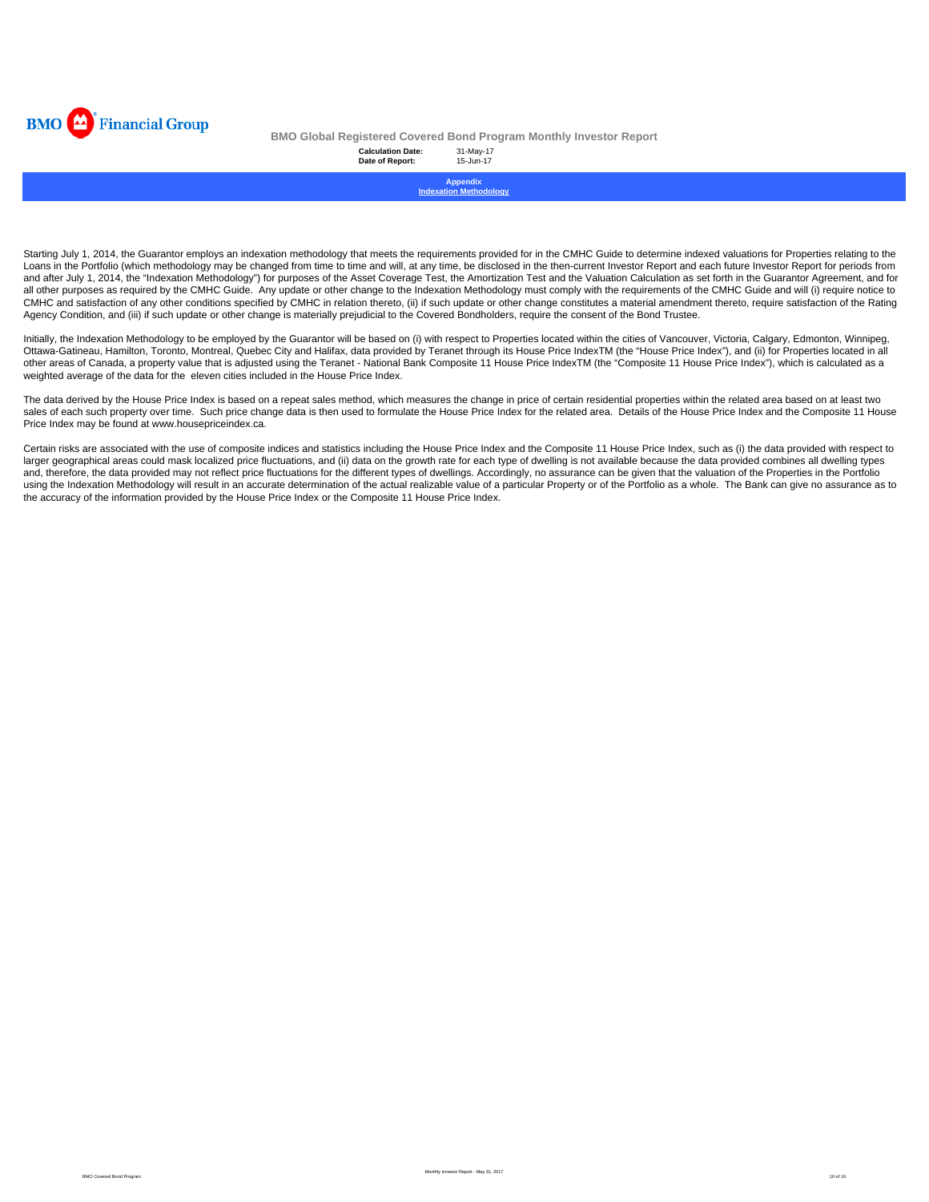BMO Financial Group

**BMO Global Registered Covered Bond Program Monthly Investor Report**

**Calculation Date:** 31-May-17
**Date of Report:** 15-Jun-17

## Appendix
## Indexation Methodology

Starting July 1, 2014, the Guarantor employs an indexation methodology that meets the requirements provided for in the CMHC Guide to determine indexed valuations for Properties relating to the Loans in the Portfolio (which methodology may be changed from time to time and will, at any time, be disclosed in the then-current Investor Report and each future Investor Report for periods from and after July 1, 2014, the "Indexation Methodology") for purposes of the Asset Coverage Test, the Amortization Test and the Valuation Calculation as set forth in the Guarantor Agreement, and for all other purposes as required by the CMHC Guide. Any update or other change to the Indexation Methodology must comply with the requirements of the CMHC Guide and will (i) require notice to CMHC and satisfaction of any other conditions specified by CMHC in relation thereto, (ii) if such update or other change constitutes a material amendment thereto, require satisfaction of the Rating Agency Condition, and (iii) if such update or other change is materially prejudicial to the Covered Bondholders, require the consent of the Bond Trustee.

Initially, the Indexation Methodology to be employed by the Guarantor will be based on (i) with respect to Properties located within the cities of Vancouver, Victoria, Calgary, Edmonton, Winnipeg, Ottawa-Gatineau, Hamilton, Toronto, Montreal, Quebec City and Halifax, data provided by Teranet through its House Price IndexTM (the "House Price Index"), and (ii) for Properties located in all other areas of Canada, a property value that is adjusted using the Teranet - National Bank Composite 11 House Price IndexTM (the "Composite 11 House Price Index"), which is calculated as a weighted average of the data for the eleven cities included in the House Price Index.

The data derived by the House Price Index is based on a repeat sales method, which measures the change in price of certain residential properties within the related area based on at least two sales of each such property over time. Such price change data is then used to formulate the House Price Index for the related area. Details of the House Price Index and the Composite 11 House Price Index may be found at www.housepriceindex.ca.

Certain risks are associated with the use of composite indices and statistics including the House Price Index and the Composite 11 House Price Index, such as (i) the data provided with respect to larger geographical areas could mask localized price fluctuations, and (ii) data on the growth rate for each type of dwelling is not available because the data provided combines all dwelling types and, therefore, the data provided may not reflect price fluctuations for the different types of dwellings. Accordingly, no assurance can be given that the valuation of the Properties in the Portfolio using the Indexation Methodology will result in an accurate determination of the actual realizable value of a particular Property or of the Portfolio as a whole. The Bank can give no assurance as to the accuracy of the information provided by the House Price Index or the Composite 11 House Price Index.